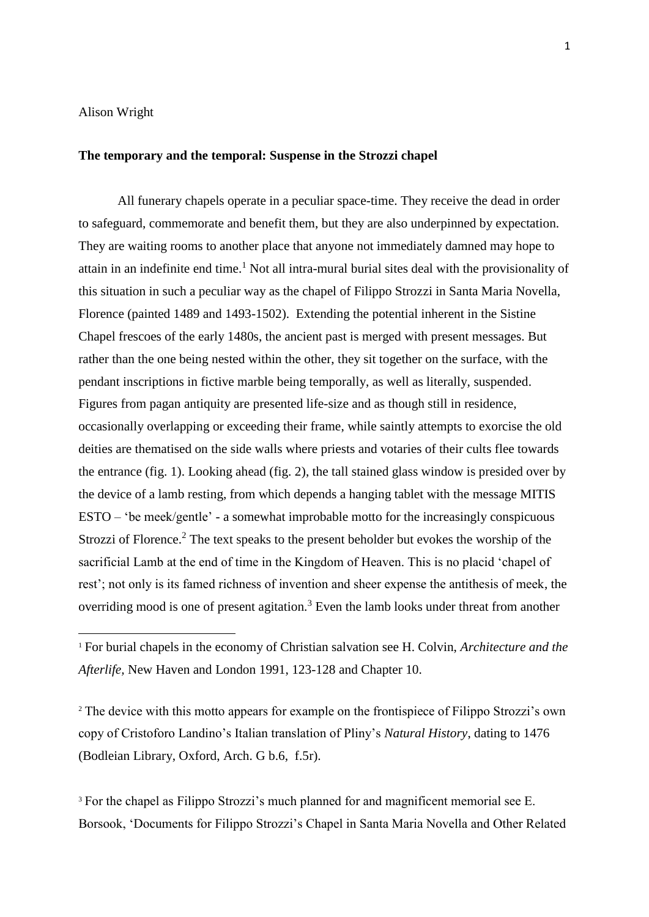Alison Wright

**The temporary and the temporal: Suspense in the Strozzi chapel**

All funerary chapels operate in a peculiar space-time. They receive the dead in order to safeguard, commemorate and benefit them, but they are also underpinned by expectation. They are waiting rooms to another place that anyone not immediately damned may hope to attain in an indefinite end time.[1] Not all intra-mural burial sites deal with the provisionality of this situation in such a peculiar way as the chapel of Filippo Strozzi in Santa Maria Novella, Florence (painted 1489 and 1493-1502). Extending the potential inherent in the Sistine Chapel frescoes of the early 1480s, the ancient past is merged with present messages. But rather than the one being nested within the other, they sit together on the surface, with the pendant inscriptions in fictive marble being temporally, as well as literally, suspended. Figures from pagan antiquity are presented life-size and as though still in residence, occasionally overlapping or exceeding their frame, while saintly attempts to exorcise the old deities are thematised on the side walls where priests and votaries of their cults flee towards the entrance (fig. 1). Looking ahead (fig. 2), the tall stained glass window is presided over by the device of a lamb resting, from which depends a hanging tablet with the message MITIS ESTO – 'be meek/gentle' - a somewhat improbable motto for the increasingly conspicuous Strozzi of Florence.[2] The text speaks to the present beholder but evokes the worship of the sacrificial Lamb at the end of time in the Kingdom of Heaven. This is no placid 'chapel of rest'; not only is its famed richness of invention and sheer expense the antithesis of meek, the overriding mood is one of present agitation.[3] Even the lamb looks under threat from another

[1] For burial chapels in the economy of Christian salvation see H. Colvin, *Architecture and the Afterlife,* New Haven and London 1991, 123-128 and Chapter 10.

[2] The device with this motto appears for example on the frontispiece of Filippo Strozzi's own copy of Cristoforo Landino's Italian translation of Pliny's *Natural History*, dating to 1476 (Bodleian Library, Oxford, Arch. G b.6, f.5r).

[3] For the chapel as Filippo Strozzi's much planned for and magnificent memorial see E. Borsook, 'Documents for Filippo Strozzi's Chapel in Santa Maria Novella and Other Related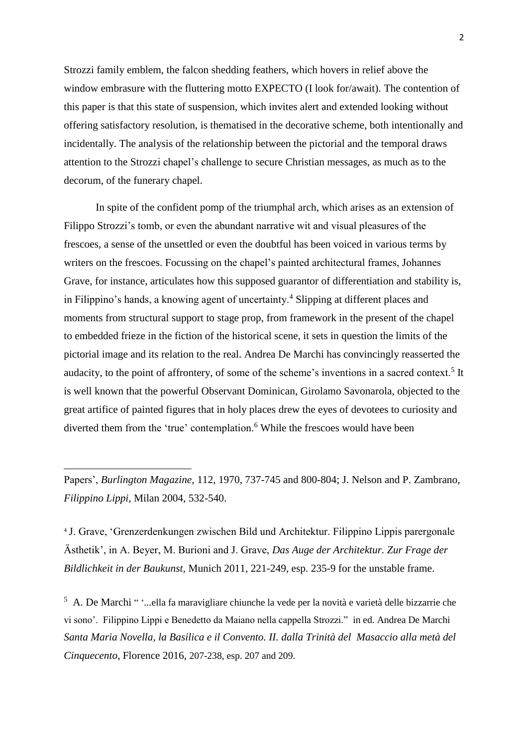Strozzi family emblem, the falcon shedding feathers, which hovers in relief above the window embrasure with the fluttering motto EXPECTO (I look for/await). The contention of this paper is that this state of suspension, which invites alert and extended looking without offering satisfactory resolution, is thematised in the decorative scheme, both intentionally and incidentally. The analysis of the relationship between the pictorial and the temporal draws attention to the Strozzi chapel's challenge to secure Christian messages, as much as to the decorum, of the funerary chapel.

In spite of the confident pomp of the triumphal arch, which arises as an extension of Filippo Strozzi's tomb, or even the abundant narrative wit and visual pleasures of the frescoes, a sense of the unsettled or even the doubtful has been voiced in various terms by writers on the frescoes. Focussing on the chapel's painted architectural frames, Johannes Grave, for instance, articulates how this supposed guarantor of differentiation and stability is, in Filippino's hands, a knowing agent of uncertainty.[4] Slipping at different places and moments from structural support to stage prop, from framework in the present of the chapel to embedded frieze in the fiction of the historical scene, it sets in question the limits of the pictorial image and its relation to the real. Andrea De Marchi has convincingly reasserted the audacity, to the point of affrontery, of some of the scheme's inventions in a sacred context.[5] It is well known that the powerful Observant Dominican, Girolamo Savonarola, objected to the great artifice of painted figures that in holy places drew the eyes of devotees to curiosity and diverted them from the 'true' contemplation.[6] While the frescoes would have been

---

Papers', *Burlington Magazine,* 112, 1970, 737-745 and 800-804; J. Nelson and P. Zambrano, *Filippino Lippi,* Milan 2004, 532-540.

[4] J. Grave, 'Grenzerdenkungen zwischen Bild und Architektur. Filippino Lippis parergonale Ästhetik', in A. Beyer, M. Burioni and J. Grave, *Das Auge der Architektur. Zur Frage der Bildlichkeit in der Baukunst,* Munich 2011, 221-249, esp. 235-9 for the unstable frame.

[5] A. De Marchi " '...ella fa maravigliare chiunche la vede per la novità e varietà delle bizzarrie che vi sono'. Filippino Lippi e Benedetto da Maiano nella cappella Strozzi." in ed. Andrea De Marchi *Santa Maria Novella, la Basilica e il Convento. II. dalla Trinità del Masaccio alla metà del Cinquecento,* Florence 2016, 207-238, esp. 207 and 209.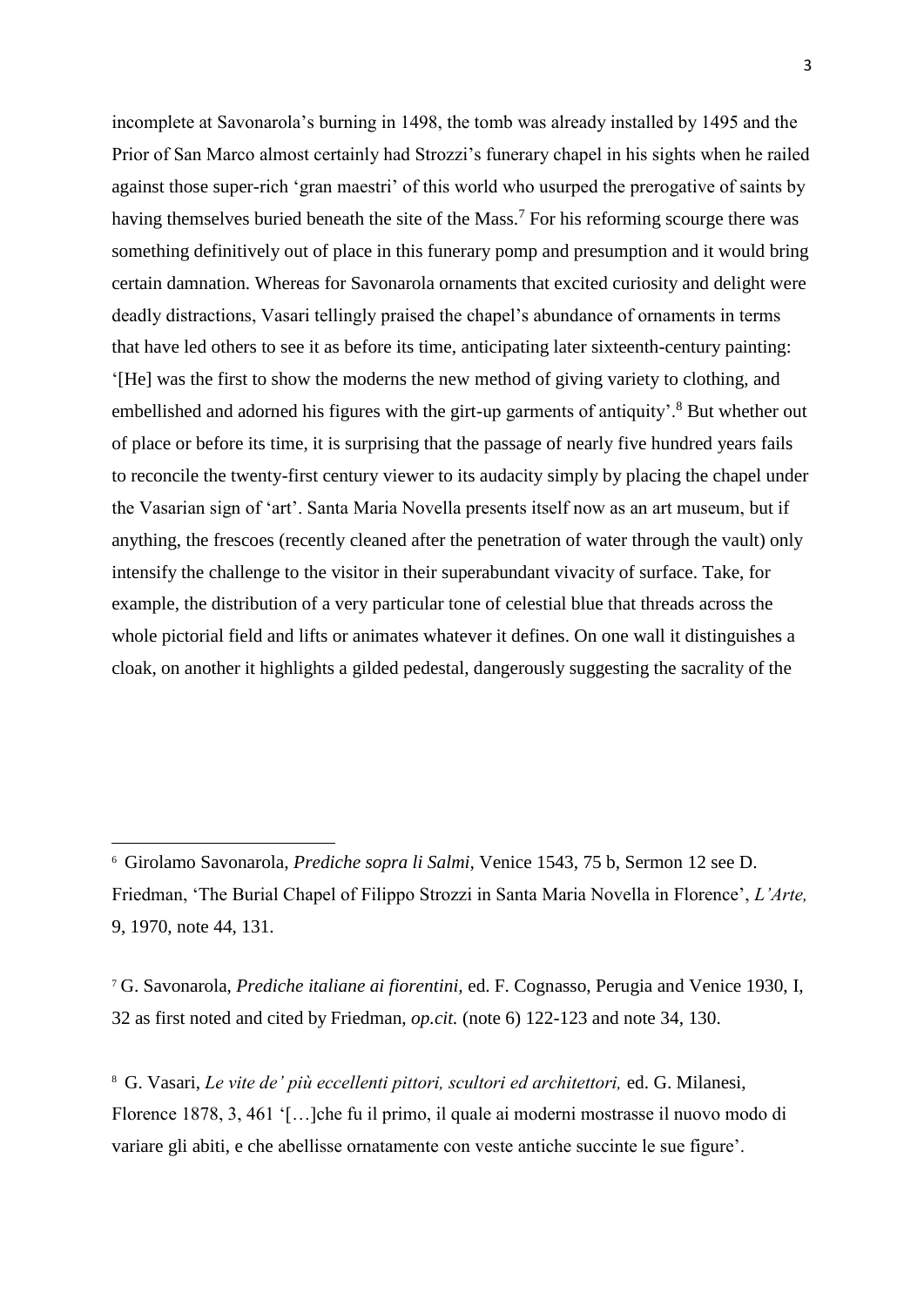incomplete at Savonarola's burning in 1498, the tomb was already installed by 1495 and the Prior of San Marco almost certainly had Strozzi's funerary chapel in his sights when he railed against those super-rich 'gran maestri' of this world who usurped the prerogative of saints by having themselves buried beneath the site of the Mass.[7] For his reforming scourge there was something definitively out of place in this funerary pomp and presumption and it would bring certain damnation. Whereas for Savonarola ornaments that excited curiosity and delight were deadly distractions, Vasari tellingly praised the chapel's abundance of ornaments in terms that have led others to see it as before its time, anticipating later sixteenth-century painting: '[He] was the first to show the moderns the new method of giving variety to clothing, and embellished and adorned his figures with the girt-up garments of antiquity'.[8] But whether out of place or before its time, it is surprising that the passage of nearly five hundred years fails to reconcile the twenty-first century viewer to its audacity simply by placing the chapel under the Vasarian sign of 'art'. Santa Maria Novella presents itself now as an art museum, but if anything, the frescoes (recently cleaned after the penetration of water through the vault) only intensify the challenge to the visitor in their superabundant vivacity of surface. Take, for example, the distribution of a very particular tone of celestial blue that threads across the whole pictorial field and lifts or animates whatever it defines. On one wall it distinguishes a cloak, on another it highlights a gilded pedestal, dangerously suggesting the sacrality of the

---

[6] Girolamo Savonarola, *Prediche sopra li Salmi*, Venice 1543, 75 b, Sermon 12 see D. Friedman, 'The Burial Chapel of Filippo Strozzi in Santa Maria Novella in Florence', *L'Arte,* 9, 1970, note 44, 131.

[7] G. Savonarola, *Prediche italiane ai fiorentini*, ed. F. Cognasso, Perugia and Venice 1930, I, 32 as first noted and cited by Friedman, *op.cit.* (note 6) 122-123 and note 34, 130.

[8] G. Vasari, *Le vite de' più eccellenti pittori, scultori ed architettori,* ed. G. Milanesi, Florence 1878, 3, 461 '[…]che fu il primo, il quale ai moderni mostrasse il nuovo modo di variare gli abiti, e che abellisse ornatamente con veste antiche succinte le sue figure'.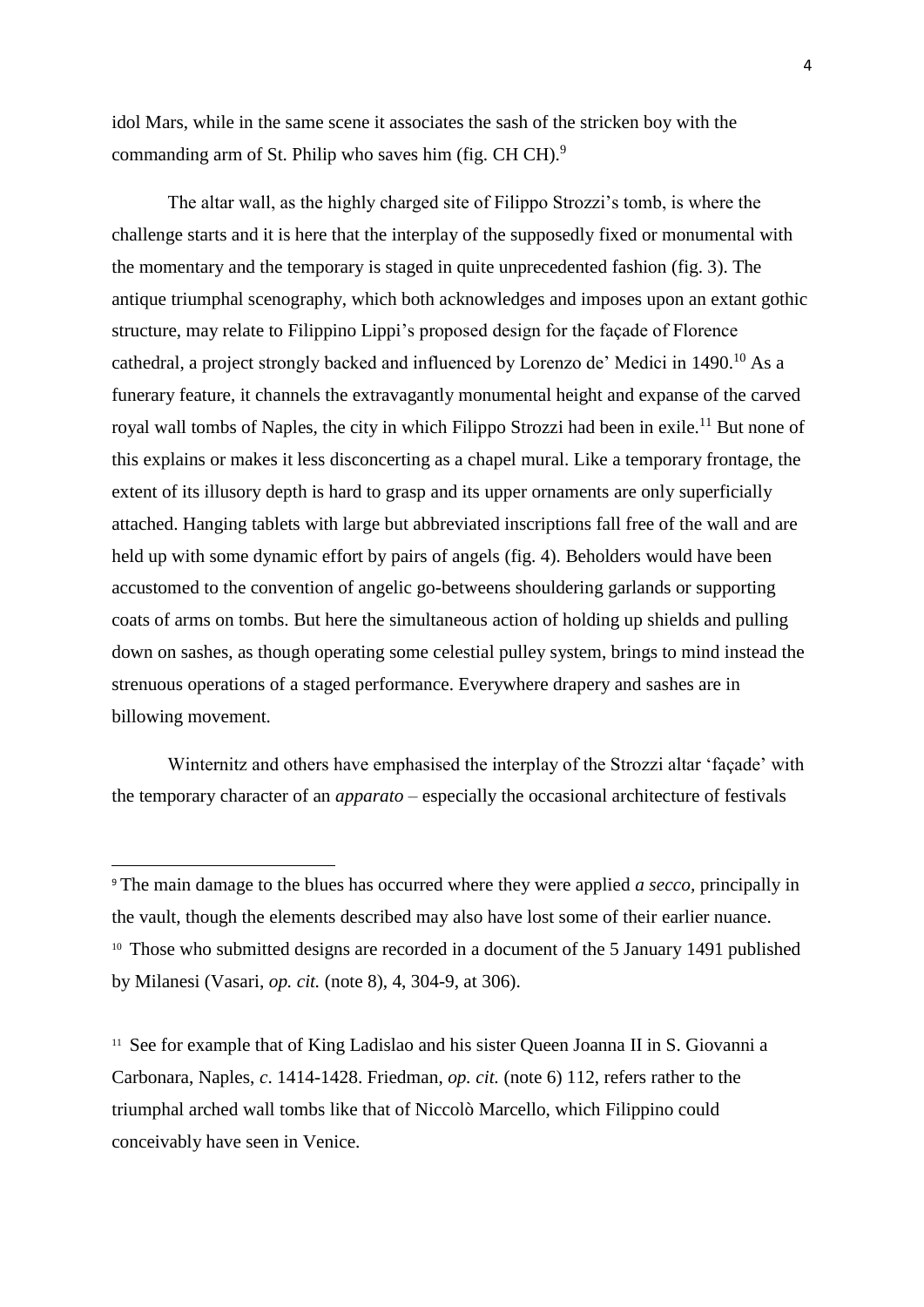idol Mars, while in the same scene it associates the sash of the stricken boy with the commanding arm of St. Philip who saves him (fig. CH CH).[9]

The altar wall, as the highly charged site of Filippo Strozzi's tomb, is where the challenge starts and it is here that the interplay of the supposedly fixed or monumental with the momentary and the temporary is staged in quite unprecedented fashion (fig. 3). The antique triumphal scenography, which both acknowledges and imposes upon an extant gothic structure, may relate to Filippino Lippi's proposed design for the façade of Florence cathedral, a project strongly backed and influenced by Lorenzo de' Medici in 1490.[10] As a funerary feature, it channels the extravagantly monumental height and expanse of the carved royal wall tombs of Naples, the city in which Filippo Strozzi had been in exile.[11] But none of this explains or makes it less disconcerting as a chapel mural. Like a temporary frontage, the extent of its illusory depth is hard to grasp and its upper ornaments are only superficially attached. Hanging tablets with large but abbreviated inscriptions fall free of the wall and are held up with some dynamic effort by pairs of angels (fig. 4). Beholders would have been accustomed to the convention of angelic go-betweens shouldering garlands or supporting coats of arms on tombs. But here the simultaneous action of holding up shields and pulling down on sashes, as though operating some celestial pulley system, brings to mind instead the strenuous operations of a staged performance. Everywhere drapery and sashes are in billowing movement.

Winternitz and others have emphasised the interplay of the Strozzi altar 'façade' with the temporary character of an *apparato* – especially the occasional architecture of festivals

---

[9] The main damage to the blues has occurred where they were applied *a secco*, principally in the vault, though the elements described may also have lost some of their earlier nuance.

[10] Those who submitted designs are recorded in a document of the 5 January 1491 published by Milanesi (Vasari, *op. cit.* (note 8), 4, 304-9, at 306).

[11] See for example that of King Ladislao and his sister Queen Joanna II in S. Giovanni a Carbonara, Naples, *c*. 1414-1428. Friedman, *op. cit.* (note 6) 112, refers rather to the triumphal arched wall tombs like that of Niccolò Marcello, which Filippino could conceivably have seen in Venice.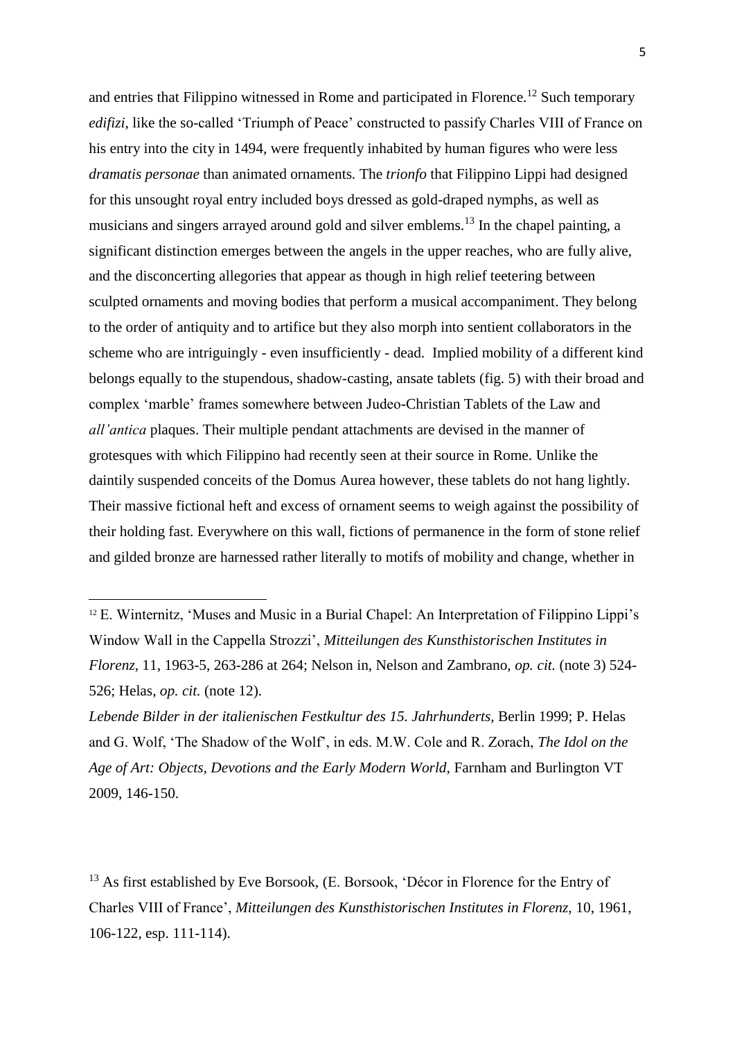and entries that Filippino witnessed in Rome and participated in Florence.[12] Such temporary *edifizi*, like the so-called 'Triumph of Peace' constructed to passify Charles VIII of France on his entry into the city in 1494, were frequently inhabited by human figures who were less *dramatis personae* than animated ornaments. The *trionfo* that Filippino Lippi had designed for this unsought royal entry included boys dressed as gold-draped nymphs, as well as musicians and singers arrayed around gold and silver emblems.[13] In the chapel painting, a significant distinction emerges between the angels in the upper reaches, who are fully alive, and the disconcerting allegories that appear as though in high relief teetering between sculpted ornaments and moving bodies that perform a musical accompaniment. They belong to the order of antiquity and to artifice but they also morph into sentient collaborators in the scheme who are intriguingly - even insufficiently - dead. Implied mobility of a different kind belongs equally to the stupendous, shadow-casting, ansate tablets (fig. 5) with their broad and complex 'marble' frames somewhere between Judeo-Christian Tablets of the Law and *all'antica* plaques. Their multiple pendant attachments are devised in the manner of grotesques with which Filippino had recently seen at their source in Rome. Unlike the daintily suspended conceits of the Domus Aurea however, these tablets do not hang lightly. Their massive fictional heft and excess of ornament seems to weigh against the possibility of their holding fast. Everywhere on this wall, fictions of permanence in the form of stone relief and gilded bronze are harnessed rather literally to motifs of mobility and change, whether in

---

[12] E. Winternitz, 'Muses and Music in a Burial Chapel: An Interpretation of Filippino Lippi's Window Wall in the Cappella Strozzi', *Mitteilungen des Kunsthistorischen Institutes in Florenz*, 11, 1963-5, 263-286 at 264; Nelson in, Nelson and Zambrano, *op. cit.* (note 3) 524-526; Helas, *op. cit.* (note 12).

*Lebende Bilder in der italienischen Festkultur des 15. Jahrhunderts*, Berlin 1999; P. Helas and G. Wolf, 'The Shadow of the Wolf', in eds. M.W. Cole and R. Zorach, *The Idol on the Age of Art: Objects, Devotions and the Early Modern World*, Farnham and Burlington VT 2009, 146-150.

[13] As first established by Eve Borsook, (E. Borsook, 'Décor in Florence for the Entry of Charles VIII of France', *Mitteilungen des Kunsthistorischen Institutes in Florenz*, 10, 1961, 106-122, esp. 111-114).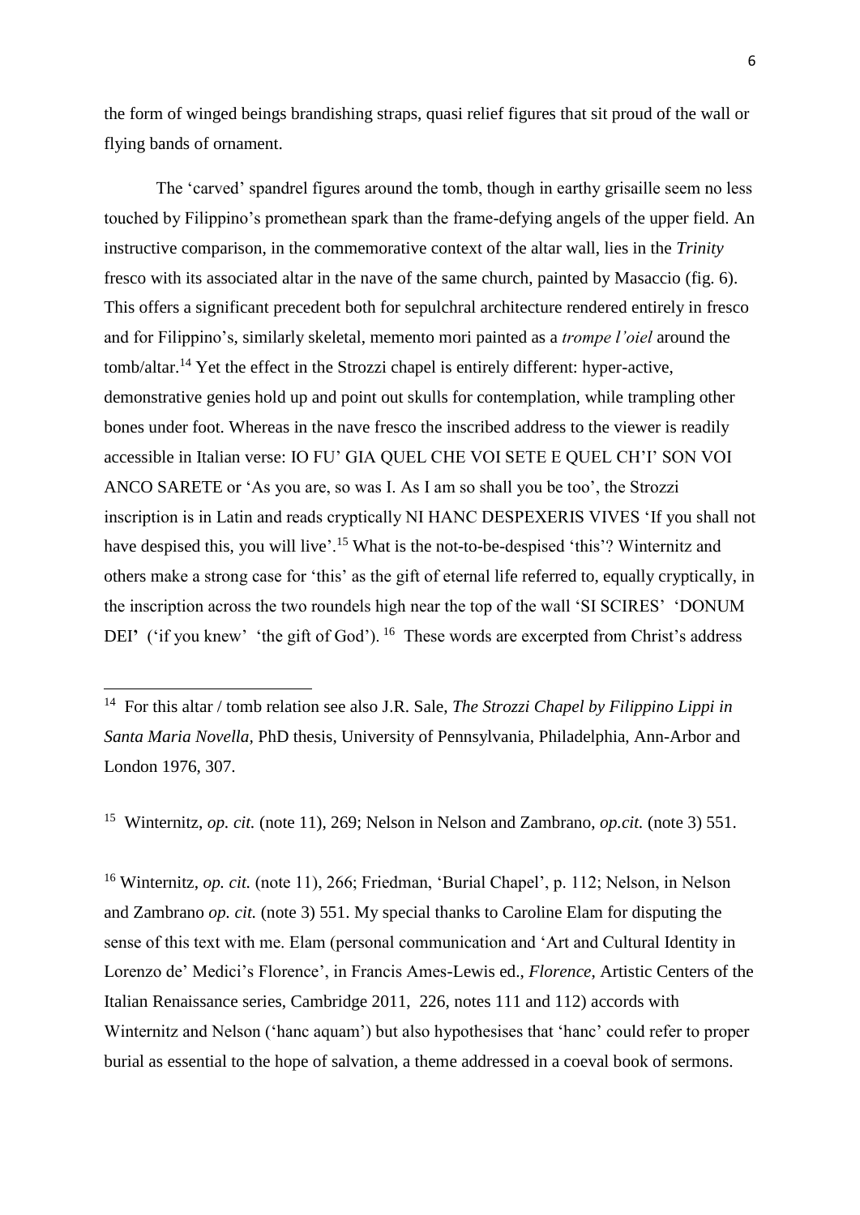the form of winged beings brandishing straps, quasi relief figures that sit proud of the wall or flying bands of ornament.

The 'carved' spandrel figures around the tomb, though in earthy grisaille seem no less touched by Filippino's promethean spark than the frame-defying angels of the upper field. An instructive comparison, in the commemorative context of the altar wall, lies in the *Trinity* fresco with its associated altar in the nave of the same church, painted by Masaccio (fig. 6). This offers a significant precedent both for sepulchral architecture rendered entirely in fresco and for Filippino's, similarly skeletal, memento mori painted as a *trompe l'oiel* around the tomb/altar.[14] Yet the effect in the Strozzi chapel is entirely different: hyper-active, demonstrative genies hold up and point out skulls for contemplation, while trampling other bones under foot. Whereas in the nave fresco the inscribed address to the viewer is readily accessible in Italian verse: IO FU' GIA QUEL CHE VOI SETE E QUEL CH'I' SON VOI ANCO SARETE or 'As you are, so was I. As I am so shall you be too', the Strozzi inscription is in Latin and reads cryptically NI HANC DESPEXERIS VIVES 'If you shall not have despised this, you will live'.[15] What is the not-to-be-despised 'this'? Winternitz and others make a strong case for 'this' as the gift of eternal life referred to, equally cryptically, in the inscription across the two roundels high near the top of the wall 'SI SCIRES' 'DONUM DEI' ('if you knew' 'the gift of God').[16] These words are excerpted from Christ's address

---

[14] For this altar / tomb relation see also J.R. Sale, *The Strozzi Chapel by Filippino Lippi in Santa Maria Novella*, PhD thesis, University of Pennsylvania, Philadelphia, Ann-Arbor and London 1976, 307.

[15] Winternitz, *op. cit.* (note 11), 269; Nelson in Nelson and Zambrano, *op.cit.* (note 3) 551.

[16] Winternitz, *op. cit.* (note 11), 266; Friedman, 'Burial Chapel', p. 112; Nelson, in Nelson and Zambrano *op. cit.* (note 3) 551. My special thanks to Caroline Elam for disputing the sense of this text with me. Elam (personal communication and 'Art and Cultural Identity in Lorenzo de' Medici's Florence', in Francis Ames-Lewis ed., *Florence*, Artistic Centers of the Italian Renaissance series, Cambridge 2011, 226, notes 111 and 112) accords with Winternitz and Nelson ('hanc aquam') but also hypothesises that 'hanc' could refer to proper burial as essential to the hope of salvation, a theme addressed in a coeval book of sermons.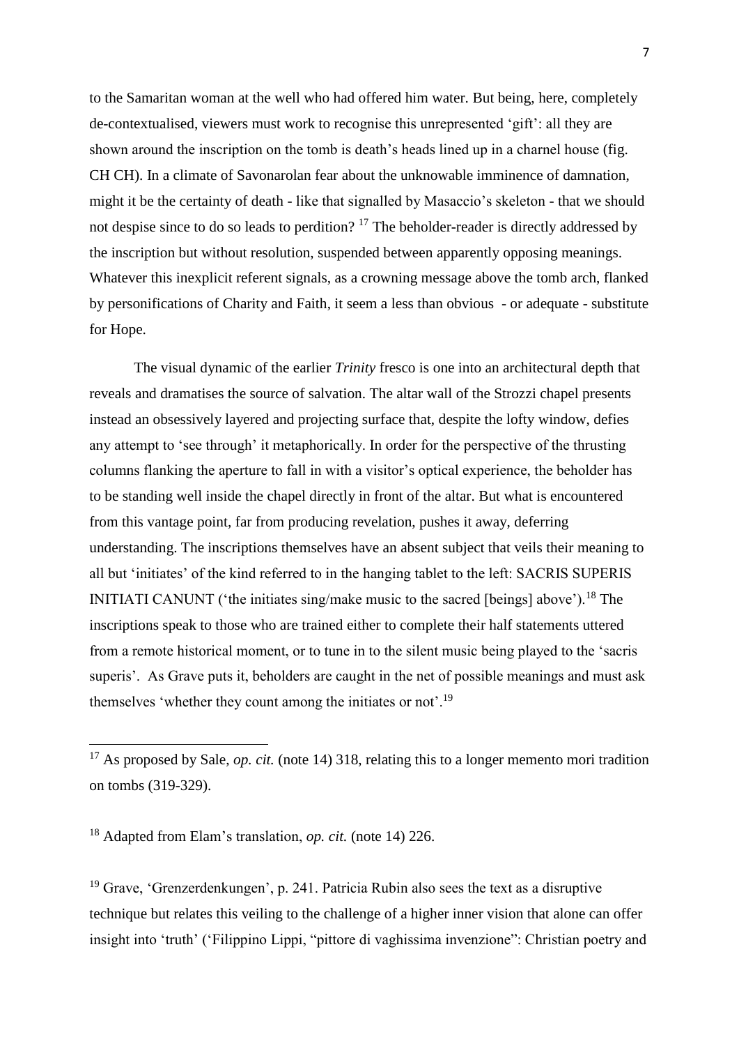to the Samaritan woman at the well who had offered him water. But being, here, completely de-contextualised, viewers must work to recognise this unrepresented 'gift': all they are shown around the inscription on the tomb is death's heads lined up in a charnel house (fig. CH CH). In a climate of Savonarolan fear about the unknowable imminence of damnation, might it be the certainty of death - like that signalled by Masaccio's skeleton - that we should not despise since to do so leads to perdition? [17] The beholder-reader is directly addressed by the inscription but without resolution, suspended between apparently opposing meanings. Whatever this inexplicit referent signals, as a crowning message above the tomb arch, flanked by personifications of Charity and Faith, it seem a less than obvious - or adequate - substitute for Hope.

The visual dynamic of the earlier *Trinity* fresco is one into an architectural depth that reveals and dramatises the source of salvation. The altar wall of the Strozzi chapel presents instead an obsessively layered and projecting surface that, despite the lofty window, defies any attempt to 'see through' it metaphorically. In order for the perspective of the thrusting columns flanking the aperture to fall in with a visitor's optical experience, the beholder has to be standing well inside the chapel directly in front of the altar. But what is encountered from this vantage point, far from producing revelation, pushes it away, deferring understanding. The inscriptions themselves have an absent subject that veils their meaning to all but 'initiates' of the kind referred to in the hanging tablet to the left: SACRIS SUPERIS INITIATI CANUNT ('the initiates sing/make music to the sacred [beings] above').[18] The inscriptions speak to those who are trained either to complete their half statements uttered from a remote historical moment, or to tune in to the silent music being played to the 'sacris superis'. As Grave puts it, beholders are caught in the net of possible meanings and must ask themselves 'whether they count among the initiates or not'.[19]

---

[17] As proposed by Sale, *op. cit.* (note 14) 318, relating this to a longer memento mori tradition on tombs (319-329).

[18] Adapted from Elam's translation, *op. cit.* (note 14) 226.

[19] Grave, 'Grenzerdenkungen', p. 241. Patricia Rubin also sees the text as a disruptive technique but relates this veiling to the challenge of a higher inner vision that alone can offer insight into 'truth' ('Filippino Lippi, "pittore di vaghissima invenzione": Christian poetry and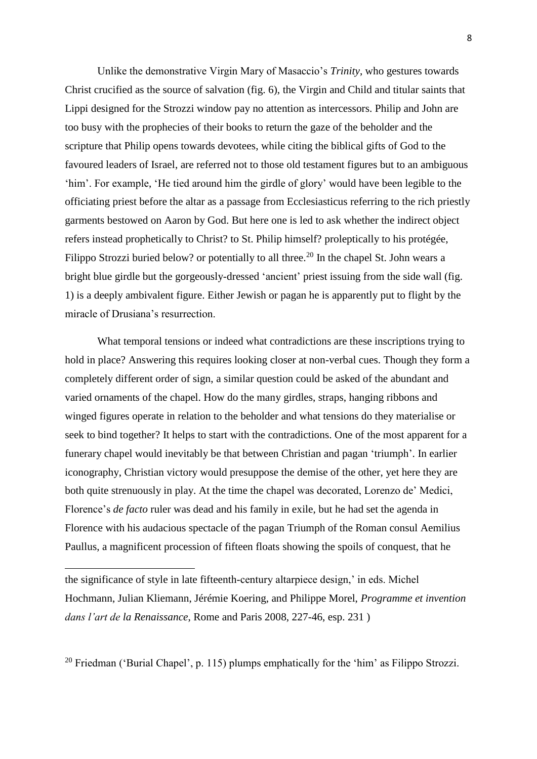Unlike the demonstrative Virgin Mary of Masaccio's *Trinity*, who gestures towards Christ crucified as the source of salvation (fig. 6), the Virgin and Child and titular saints that Lippi designed for the Strozzi window pay no attention as intercessors. Philip and John are too busy with the prophecies of their books to return the gaze of the beholder and the scripture that Philip opens towards devotees, while citing the biblical gifts of God to the favoured leaders of Israel, are referred not to those old testament figures but to an ambiguous 'him'. For example, 'He tied around him the girdle of glory' would have been legible to the officiating priest before the altar as a passage from Ecclesiasticus referring to the rich priestly garments bestowed on Aaron by God. But here one is led to ask whether the indirect object refers instead prophetically to Christ? to St. Philip himself? proleptically to his protégée, Filippo Strozzi buried below? or potentially to all three.[20] In the chapel St. John wears a bright blue girdle but the gorgeously-dressed 'ancient' priest issuing from the side wall (fig. 1) is a deeply ambivalent figure. Either Jewish or pagan he is apparently put to flight by the miracle of Drusiana's resurrection.

What temporal tensions or indeed what contradictions are these inscriptions trying to hold in place? Answering this requires looking closer at non-verbal cues. Though they form a completely different order of sign, a similar question could be asked of the abundant and varied ornaments of the chapel. How do the many girdles, straps, hanging ribbons and winged figures operate in relation to the beholder and what tensions do they materialise or seek to bind together? It helps to start with the contradictions. One of the most apparent for a funerary chapel would inevitably be that between Christian and pagan 'triumph'. In earlier iconography, Christian victory would presuppose the demise of the other, yet here they are both quite strenuously in play. At the time the chapel was decorated, Lorenzo de' Medici, Florence's *de facto* ruler was dead and his family in exile, but he had set the agenda in Florence with his audacious spectacle of the pagan Triumph of the Roman consul Aemilius Paullus, a magnificent procession of fifteen floats showing the spoils of conquest, that he

---

the significance of style in late fifteenth-century altarpiece design,' in eds. Michel Hochmann, Julian Kliemann, Jérémie Koering, and Philippe Morel, *Programme et invention dans l'art de la Renaissance*, Rome and Paris 2008, 227-46, esp. 231 )

[20] Friedman ('Burial Chapel', p. 115) plumps emphatically for the 'him' as Filippo Strozzi.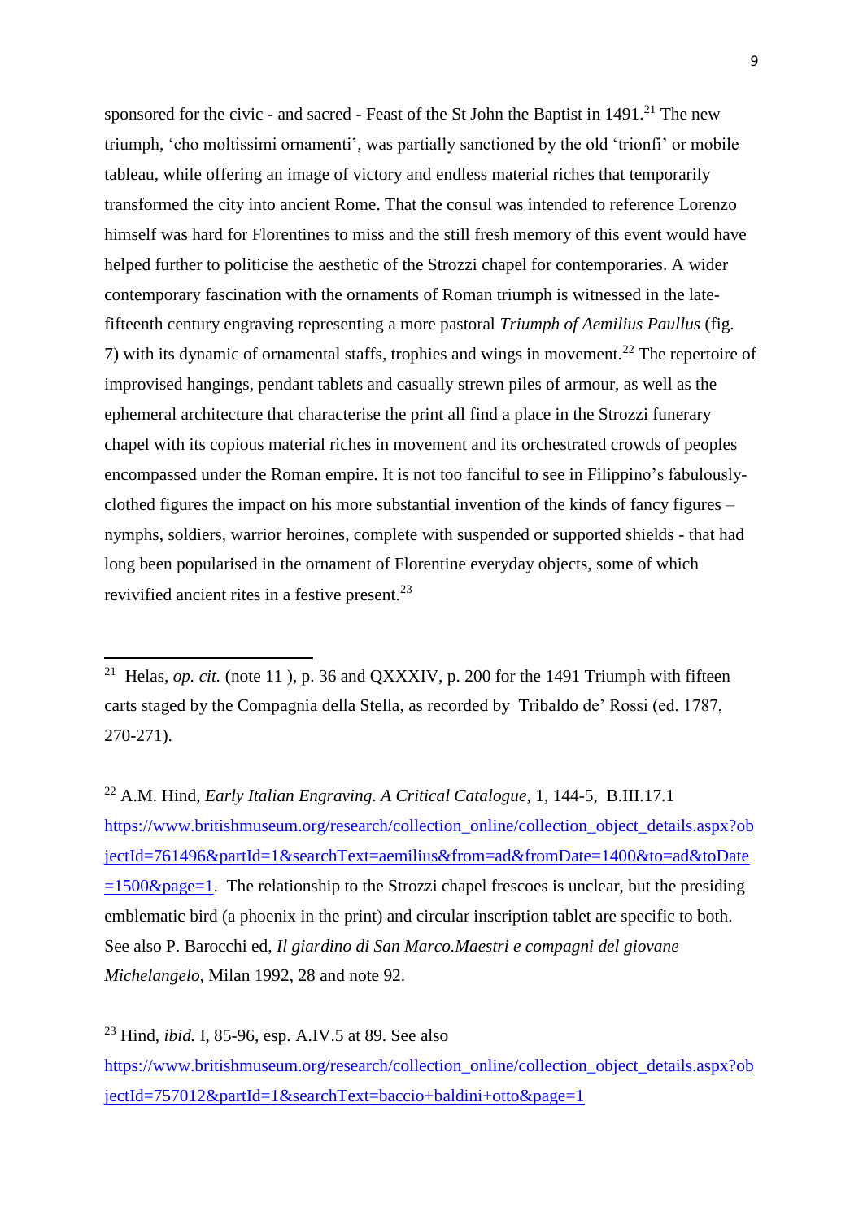sponsored for the civic - and sacred - Feast of the St John the Baptist in 1491.[21] The new triumph, 'cho moltissimi ornamenti', was partially sanctioned by the old 'trionfi' or mobile tableau, while offering an image of victory and endless material riches that temporarily transformed the city into ancient Rome. That the consul was intended to reference Lorenzo himself was hard for Florentines to miss and the still fresh memory of this event would have helped further to politicise the aesthetic of the Strozzi chapel for contemporaries. A wider contemporary fascination with the ornaments of Roman triumph is witnessed in the late-fifteenth century engraving representing a more pastoral *Triumph of Aemilius Paullus* (fig. 7) with its dynamic of ornamental staffs, trophies and wings in movement.[22] The repertoire of improvised hangings, pendant tablets and casually strewn piles of armour, as well as the ephemeral architecture that characterise the print all find a place in the Strozzi funerary chapel with its copious material riches in movement and its orchestrated crowds of peoples encompassed under the Roman empire. It is not too fanciful to see in Filippino's fabulously-clothed figures the impact on his more substantial invention of the kinds of fancy figures – nymphs, soldiers, warrior heroines, complete with suspended or supported shields - that had long been popularised in the ornament of Florentine everyday objects, some of which revivified ancient rites in a festive present.[23]

---

[21] Helas, *op. cit.* (note 11 ), p. 36 and QXXXIV, p. 200 for the 1491 Triumph with fifteen carts staged by the Compagnia della Stella, as recorded by Tribaldo de' Rossi (ed. 1787, 270-271).

[22] A.M. Hind, *Early Italian Engraving. A Critical Catalogue,* 1, 144-5, B.III.17.1 https://www.britishmuseum.org/research/collection_online/collection_object_details.aspx?objectId=761496&partId=1&searchText=aemilius&from=ad&fromDate=1400&to=ad&toDate=1500&page=1. The relationship to the Strozzi chapel frescoes is unclear, but the presiding emblematic bird (a phoenix in the print) and circular inscription tablet are specific to both. See also P. Barocchi ed, *Il giardino di San Marco.Maestri e compagni del giovane Michelangelo,* Milan 1992, 28 and note 92.

[23] Hind, *ibid.* I, 85-96, esp. A.IV.5 at 89. See also https://www.britishmuseum.org/research/collection_online/collection_object_details.aspx?objectId=757012&partId=1&searchText=baccio+baldini+otto&page=1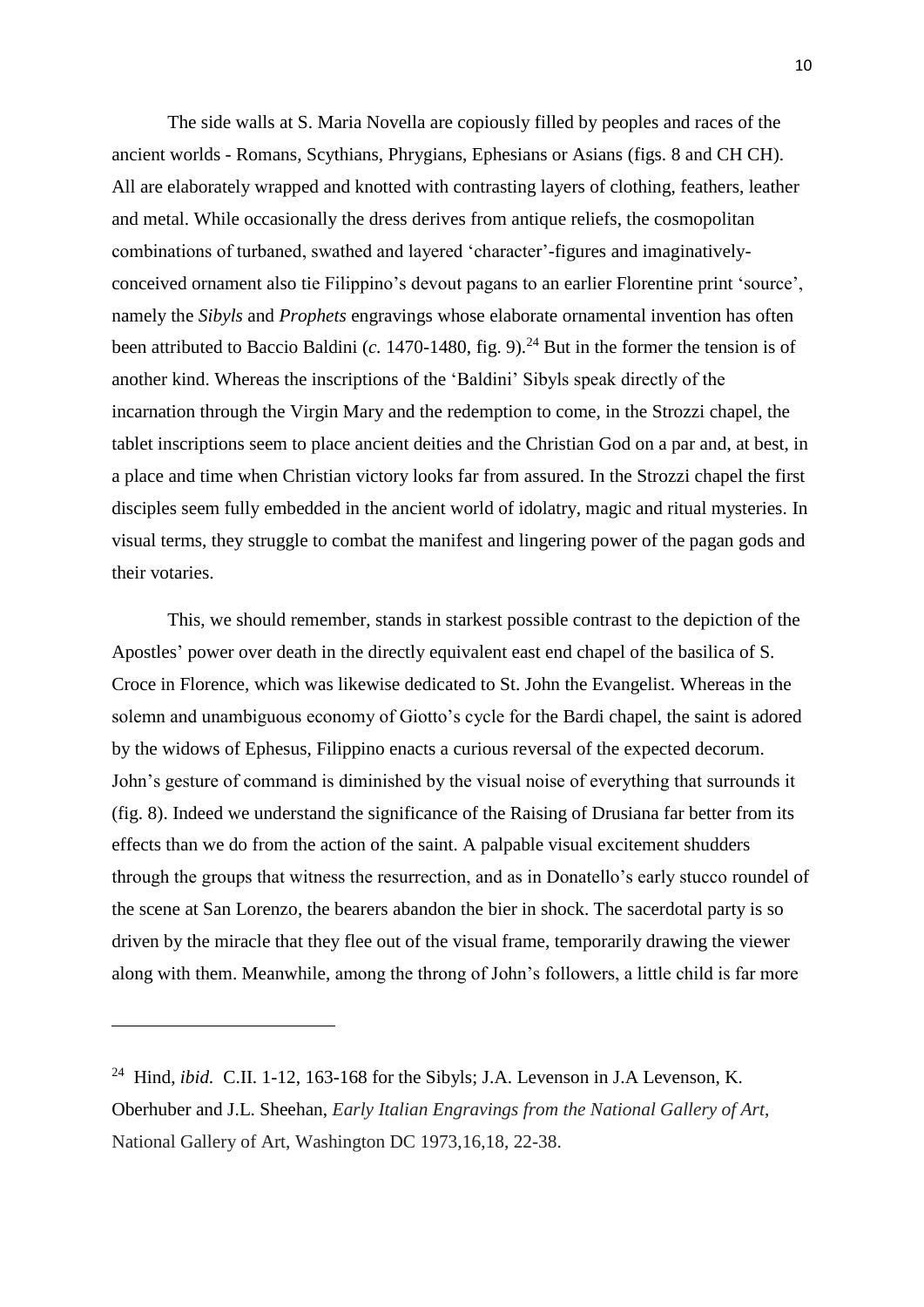The side walls at S. Maria Novella are copiously filled by peoples and races of the ancient worlds - Romans, Scythians, Phrygians, Ephesians or Asians (figs. 8 and CH CH). All are elaborately wrapped and knotted with contrasting layers of clothing, feathers, leather and metal. While occasionally the dress derives from antique reliefs, the cosmopolitan combinations of turbaned, swathed and layered 'character'-figures and imaginatively-conceived ornament also tie Filippino's devout pagans to an earlier Florentine print 'source', namely the *Sibyls* and *Prophets* engravings whose elaborate ornamental invention has often been attributed to Baccio Baldini (*c.* 1470-1480, fig. 9).[24] But in the former the tension is of another kind. Whereas the inscriptions of the 'Baldini' Sibyls speak directly of the incarnation through the Virgin Mary and the redemption to come, in the Strozzi chapel, the tablet inscriptions seem to place ancient deities and the Christian God on a par and, at best, in a place and time when Christian victory looks far from assured. In the Strozzi chapel the first disciples seem fully embedded in the ancient world of idolatry, magic and ritual mysteries. In visual terms, they struggle to combat the manifest and lingering power of the pagan gods and their votaries.

This, we should remember, stands in starkest possible contrast to the depiction of the Apostles' power over death in the directly equivalent east end chapel of the basilica of S. Croce in Florence, which was likewise dedicated to St. John the Evangelist. Whereas in the solemn and unambiguous economy of Giotto's cycle for the Bardi chapel, the saint is adored by the widows of Ephesus, Filippino enacts a curious reversal of the expected decorum. John's gesture of command is diminished by the visual noise of everything that surrounds it (fig. 8). Indeed we understand the significance of the Raising of Drusiana far better from its effects than we do from the action of the saint. A palpable visual excitement shudders through the groups that witness the resurrection, and as in Donatello's early stucco roundel of the scene at San Lorenzo, the bearers abandon the bier in shock. The sacerdotal party is so driven by the miracle that they flee out of the visual frame, temporarily drawing the viewer along with them. Meanwhile, among the throng of John's followers, a little child is far more

---

[24] Hind, *ibid.* C.II. 1-12, 163-168 for the Sibyls; J.A. Levenson in J.A Levenson, K. Oberhuber and J.L. Sheehan, *Early Italian Engravings from the National Gallery of Art*, National Gallery of Art, Washington DC 1973,16,18, 22-38.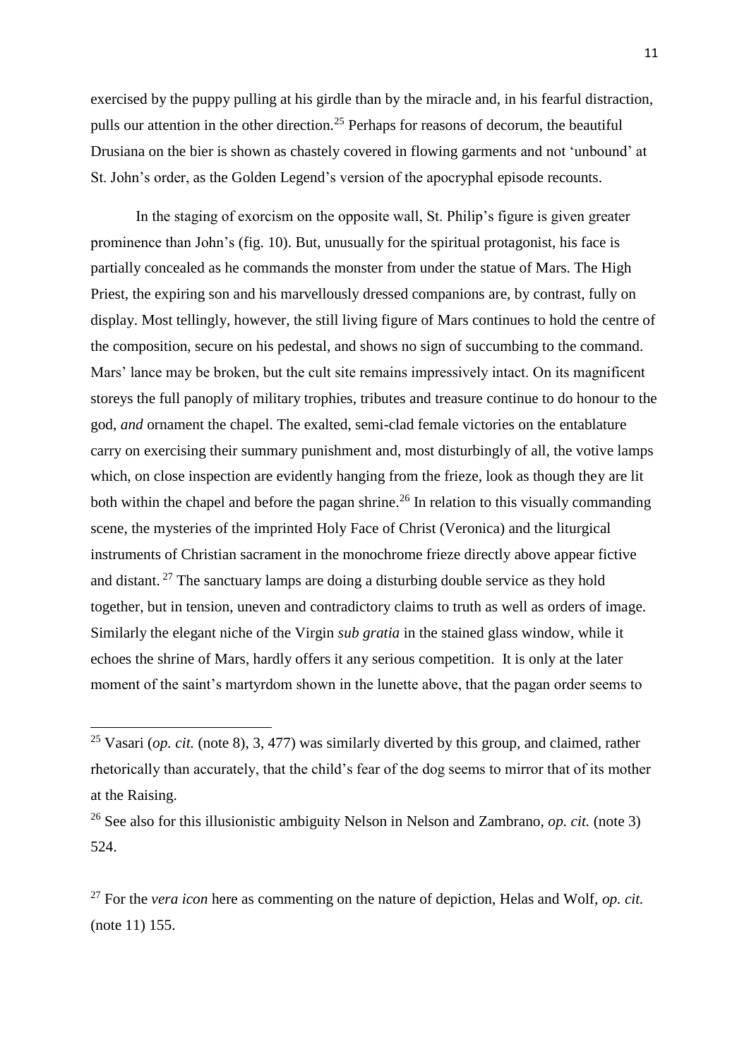exercised by the puppy pulling at his girdle than by the miracle and, in his fearful distraction, pulls our attention in the other direction.[25] Perhaps for reasons of decorum, the beautiful Drusiana on the bier is shown as chastely covered in flowing garments and not 'unbound' at St. John's order, as the Golden Legend's version of the apocryphal episode recounts.

In the staging of exorcism on the opposite wall, St. Philip's figure is given greater prominence than John's (fig. 10). But, unusually for the spiritual protagonist, his face is partially concealed as he commands the monster from under the statue of Mars. The High Priest, the expiring son and his marvellously dressed companions are, by contrast, fully on display. Most tellingly, however, the still living figure of Mars continues to hold the centre of the composition, secure on his pedestal, and shows no sign of succumbing to the command. Mars' lance may be broken, but the cult site remains impressively intact. On its magnificent storeys the full panoply of military trophies, tributes and treasure continue to do honour to the god, *and* ornament the chapel. The exalted, semi-clad female victories on the entablature carry on exercising their summary punishment and, most disturbingly of all, the votive lamps which, on close inspection are evidently hanging from the frieze, look as though they are lit both within the chapel and before the pagan shrine.[26] In relation to this visually commanding scene, the mysteries of the imprinted Holy Face of Christ (Veronica) and the liturgical instruments of Christian sacrament in the monochrome frieze directly above appear fictive and distant.[27] The sanctuary lamps are doing a disturbing double service as they hold together, but in tension, uneven and contradictory claims to truth as well as orders of image. Similarly the elegant niche of the Virgin *sub gratia* in the stained glass window, while it echoes the shrine of Mars, hardly offers it any serious competition. It is only at the later moment of the saint's martyrdom shown in the lunette above, that the pagan order seems to

---

[25] Vasari (*op. cit.* (note 8), 3, 477) was similarly diverted by this group, and claimed, rather rhetorically than accurately, that the child's fear of the dog seems to mirror that of its mother at the Raising.

[26] See also for this illusionistic ambiguity Nelson in Nelson and Zambrano, *op. cit.* (note 3) 524.

[27] For the *vera icon* here as commenting on the nature of depiction, Helas and Wolf, *op. cit.* (note 11) 155.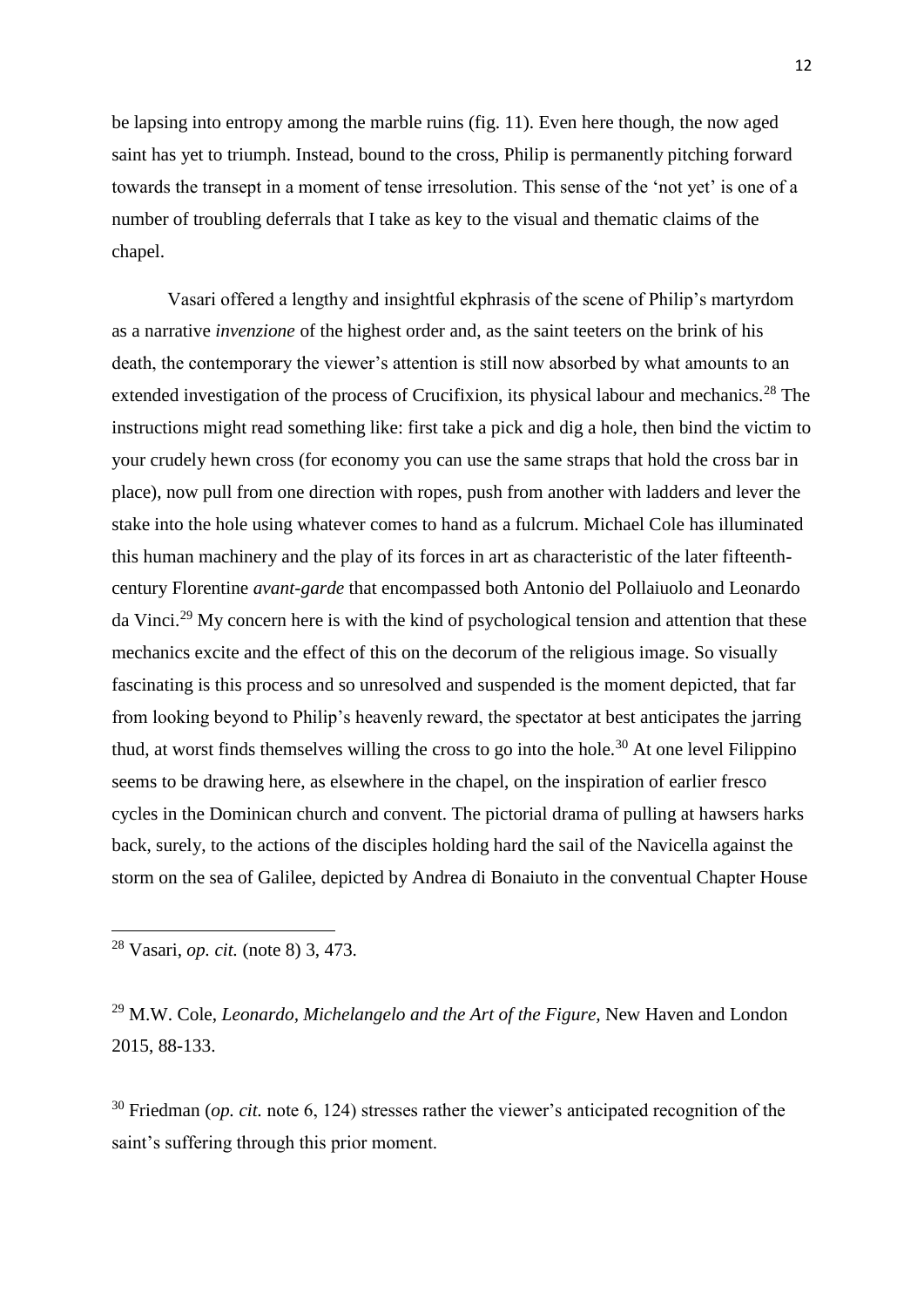be lapsing into entropy among the marble ruins (fig. 11). Even here though, the now aged saint has yet to triumph. Instead, bound to the cross, Philip is permanently pitching forward towards the transept in a moment of tense irresolution. This sense of the 'not yet' is one of a number of troubling deferrals that I take as key to the visual and thematic claims of the chapel.

Vasari offered a lengthy and insightful ekphrasis of the scene of Philip's martyrdom as a narrative *invenzione* of the highest order and, as the saint teeters on the brink of his death, the contemporary the viewer's attention is still now absorbed by what amounts to an extended investigation of the process of Crucifixion, its physical labour and mechanics.[28] The instructions might read something like: first take a pick and dig a hole, then bind the victim to your crudely hewn cross (for economy you can use the same straps that hold the cross bar in place), now pull from one direction with ropes, push from another with ladders and lever the stake into the hole using whatever comes to hand as a fulcrum. Michael Cole has illuminated this human machinery and the play of its forces in art as characteristic of the later fifteenth-century Florentine *avant-garde* that encompassed both Antonio del Pollaiuolo and Leonardo da Vinci.[29] My concern here is with the kind of psychological tension and attention that these mechanics excite and the effect of this on the decorum of the religious image. So visually fascinating is this process and so unresolved and suspended is the moment depicted, that far from looking beyond to Philip's heavenly reward, the spectator at best anticipates the jarring thud, at worst finds themselves willing the cross to go into the hole.[30] At one level Filippino seems to be drawing here, as elsewhere in the chapel, on the inspiration of earlier fresco cycles in the Dominican church and convent. The pictorial drama of pulling at hawsers harks back, surely, to the actions of the disciples holding hard the sail of the Navicella against the storm on the sea of Galilee, depicted by Andrea di Bonaiuto in the conventual Chapter House

---

[28] Vasari, *op. cit.* (note 8) 3, 473.

[29] M.W. Cole, *Leonardo, Michelangelo and the Art of the Figure*, New Haven and London 2015, 88-133.

[30] Friedman (*op. cit.* note 6, 124) stresses rather the viewer's anticipated recognition of the saint's suffering through this prior moment.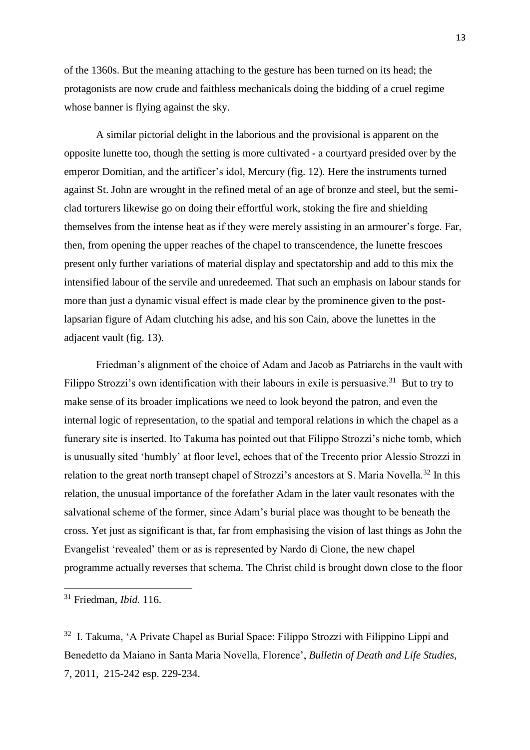of the 1360s. But the meaning attaching to the gesture has been turned on its head; the protagonists are now crude and faithless mechanicals doing the bidding of a cruel regime whose banner is flying against the sky.

A similar pictorial delight in the laborious and the provisional is apparent on the opposite lunette too, though the setting is more cultivated - a courtyard presided over by the emperor Domitian, and the artificer's idol, Mercury (fig. 12). Here the instruments turned against St. John are wrought in the refined metal of an age of bronze and steel, but the semi-clad torturers likewise go on doing their effortful work, stoking the fire and shielding themselves from the intense heat as if they were merely assisting in an armourer's forge. Far, then, from opening the upper reaches of the chapel to transcendence, the lunette frescoes present only further variations of material display and spectatorship and add to this mix the intensified labour of the servile and unredeemed. That such an emphasis on labour stands for more than just a dynamic visual effect is made clear by the prominence given to the post-lapsarian figure of Adam clutching his adse, and his son Cain, above the lunettes in the adjacent vault (fig. 13).

Friedman's alignment of the choice of Adam and Jacob as Patriarchs in the vault with Filippo Strozzi's own identification with their labours in exile is persuasive.[31] But to try to make sense of its broader implications we need to look beyond the patron, and even the internal logic of representation, to the spatial and temporal relations in which the chapel as a funerary site is inserted. Ito Takuma has pointed out that Filippo Strozzi's niche tomb, which is unusually sited 'humbly' at floor level, echoes that of the Trecento prior Alessio Strozzi in relation to the great north transept chapel of Strozzi's ancestors at S. Maria Novella.[32] In this relation, the unusual importance of the forefather Adam in the later vault resonates with the salvational scheme of the former, since Adam's burial place was thought to be beneath the cross. Yet just as significant is that, far from emphasising the vision of last things as John the Evangelist 'revealed' them or as is represented by Nardo di Cione, the new chapel programme actually reverses that schema. The Christ child is brought down close to the floor

---

[31] Friedman, *Ibid.* 116.

[32] I. Takuma, 'A Private Chapel as Burial Space: Filippo Strozzi with Filippino Lippi and Benedetto da Maiano in Santa Maria Novella, Florence', *Bulletin of Death and Life Studies*, 7, 2011, 215-242 esp. 229-234.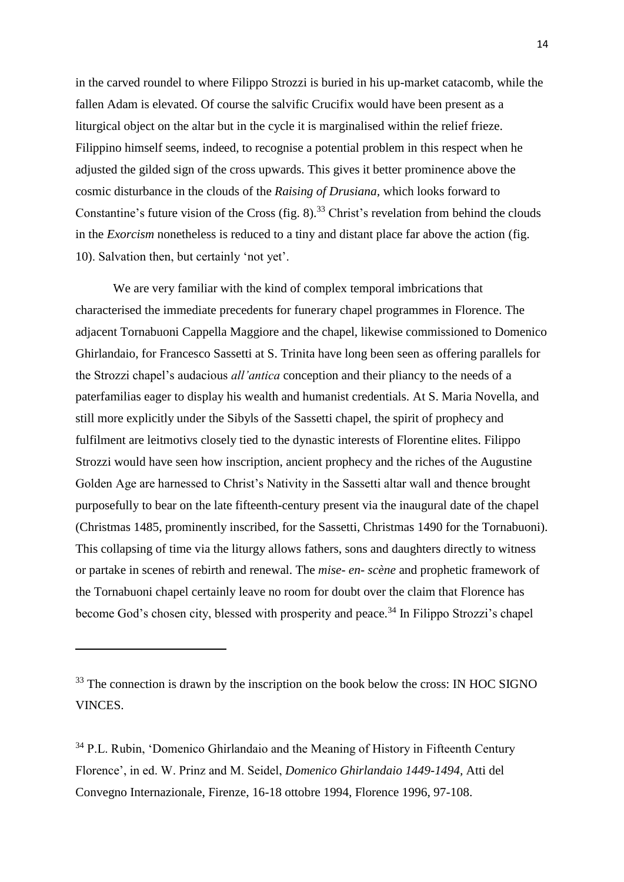in the carved roundel to where Filippo Strozzi is buried in his up-market catacomb, while the fallen Adam is elevated. Of course the salvific Crucifix would have been present as a liturgical object on the altar but in the cycle it is marginalised within the relief frieze. Filippino himself seems, indeed, to recognise a potential problem in this respect when he adjusted the gilded sign of the cross upwards. This gives it better prominence above the cosmic disturbance in the clouds of the *Raising of Drusiana,* which looks forward to Constantine's future vision of the Cross (fig. 8).[33] Christ's revelation from behind the clouds in the *Exorcism* nonetheless is reduced to a tiny and distant place far above the action (fig. 10). Salvation then, but certainly 'not yet'.

We are very familiar with the kind of complex temporal imbrications that characterised the immediate precedents for funerary chapel programmes in Florence. The adjacent Tornabuoni Cappella Maggiore and the chapel, likewise commissioned to Domenico Ghirlandaio, for Francesco Sassetti at S. Trinita have long been seen as offering parallels for the Strozzi chapel's audacious *all'antica* conception and their pliancy to the needs of a paterfamilias eager to display his wealth and humanist credentials. At S. Maria Novella, and still more explicitly under the Sibyls of the Sassetti chapel, the spirit of prophecy and fulfilment are leitmotivs closely tied to the dynastic interests of Florentine elites. Filippo Strozzi would have seen how inscription, ancient prophecy and the riches of the Augustine Golden Age are harnessed to Christ's Nativity in the Sassetti altar wall and thence brought purposefully to bear on the late fifteenth-century present via the inaugural date of the chapel (Christmas 1485, prominently inscribed, for the Sassetti, Christmas 1490 for the Tornabuoni). This collapsing of time via the liturgy allows fathers, sons and daughters directly to witness or partake in scenes of rebirth and renewal. The *mise- en- scène* and prophetic framework of the Tornabuoni chapel certainly leave no room for doubt over the claim that Florence has become God's chosen city, blessed with prosperity and peace.[34] In Filippo Strozzi's chapel

---

[33] The connection is drawn by the inscription on the book below the cross: IN HOC SIGNO VINCES.

[34] P.L. Rubin, 'Domenico Ghirlandaio and the Meaning of History in Fifteenth Century Florence', in ed. W. Prinz and M. Seidel, *Domenico Ghirlandaio 1449-1494,* Atti del Convegno Internazionale, Firenze, 16-18 ottobre 1994, Florence 1996, 97-108.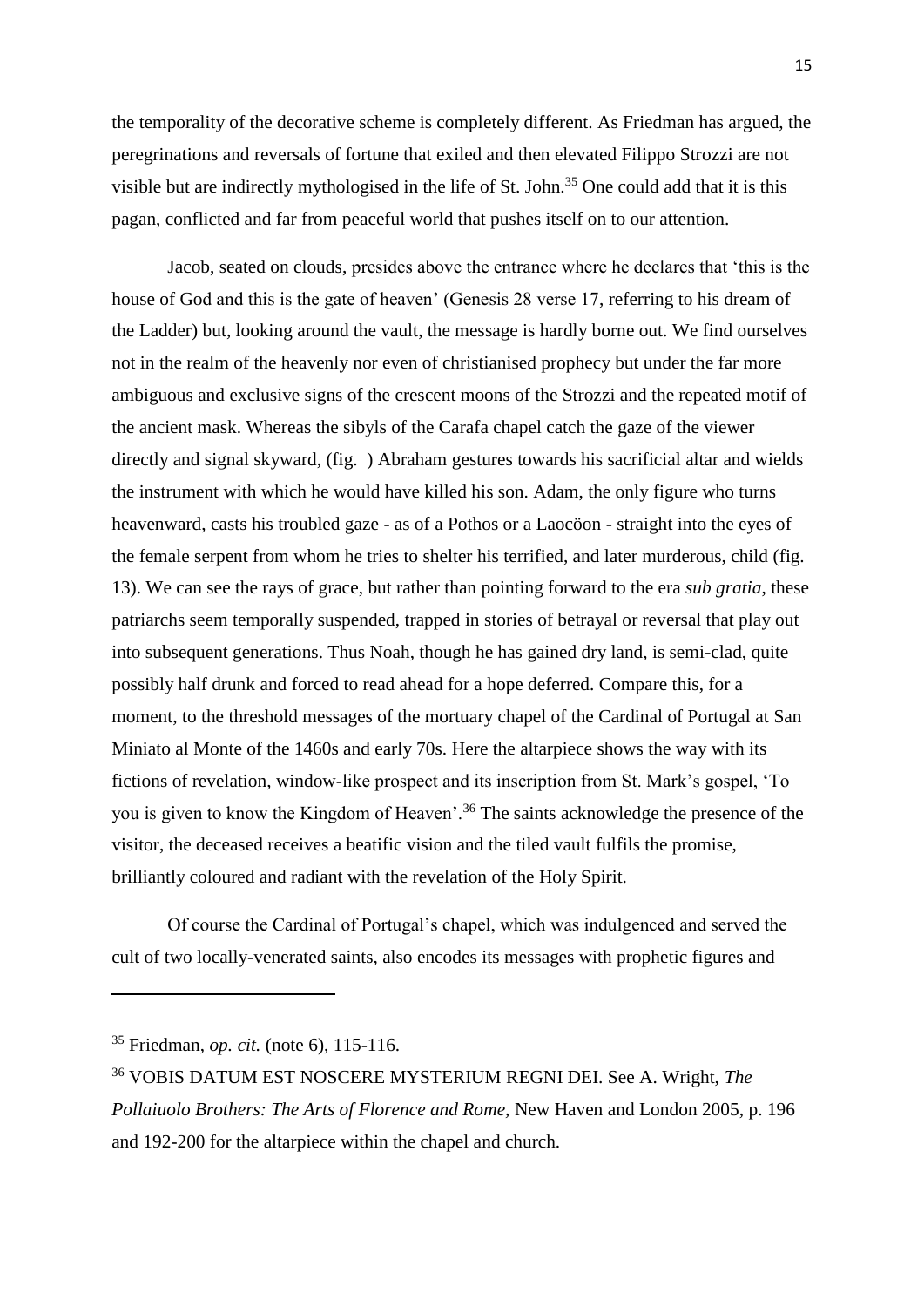the temporality of the decorative scheme is completely different. As Friedman has argued, the peregrinations and reversals of fortune that exiled and then elevated Filippo Strozzi are not visible but are indirectly mythologised in the life of St. John.[35] One could add that it is this pagan, conflicted and far from peaceful world that pushes itself on to our attention.

Jacob, seated on clouds, presides above the entrance where he declares that 'this is the house of God and this is the gate of heaven' (Genesis 28 verse 17, referring to his dream of the Ladder) but, looking around the vault, the message is hardly borne out. We find ourselves not in the realm of the heavenly nor even of christianised prophecy but under the far more ambiguous and exclusive signs of the crescent moons of the Strozzi and the repeated motif of the ancient mask. Whereas the sibyls of the Carafa chapel catch the gaze of the viewer directly and signal skyward, (fig. ) Abraham gestures towards his sacrificial altar and wields the instrument with which he would have killed his son. Adam, the only figure who turns heavenward, casts his troubled gaze - as of a Pothos or a Laocöon - straight into the eyes of the female serpent from whom he tries to shelter his terrified, and later murderous, child (fig. 13). We can see the rays of grace, but rather than pointing forward to the era *sub gratia*, these patriarchs seem temporally suspended, trapped in stories of betrayal or reversal that play out into subsequent generations. Thus Noah, though he has gained dry land, is semi-clad, quite possibly half drunk and forced to read ahead for a hope deferred. Compare this, for a moment, to the threshold messages of the mortuary chapel of the Cardinal of Portugal at San Miniato al Monte of the 1460s and early 70s. Here the altarpiece shows the way with its fictions of revelation, window-like prospect and its inscription from St. Mark's gospel, 'To you is given to know the Kingdom of Heaven'.[36] The saints acknowledge the presence of the visitor, the deceased receives a beatific vision and the tiled vault fulfils the promise, brilliantly coloured and radiant with the revelation of the Holy Spirit.

Of course the Cardinal of Portugal's chapel, which was indulgenced and served the cult of two locally-venerated saints, also encodes its messages with prophetic figures and

---

[35] Friedman, *op. cit.* (note 6), 115-116.

[36] VOBIS DATUM EST NOSCERE MYSTERIUM REGNI DEI. See A. Wright, *The Pollaiuolo Brothers: The Arts of Florence and Rome,* New Haven and London 2005, p. 196 and 192-200 for the altarpiece within the chapel and church.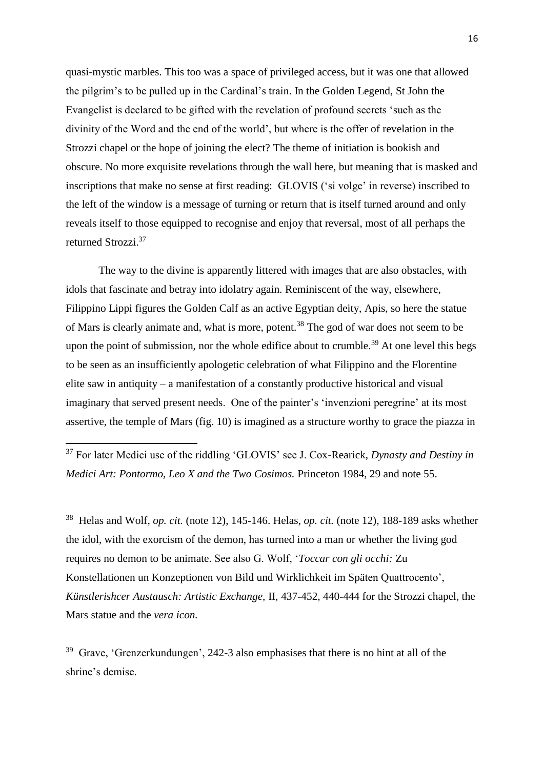quasi-mystic marbles. This too was a space of privileged access, but it was one that allowed the pilgrim's to be pulled up in the Cardinal's train. In the Golden Legend, St John the Evangelist is declared to be gifted with the revelation of profound secrets 'such as the divinity of the Word and the end of the world', but where is the offer of revelation in the Strozzi chapel or the hope of joining the elect? The theme of initiation is bookish and obscure. No more exquisite revelations through the wall here, but meaning that is masked and inscriptions that make no sense at first reading: GLOVIS ('si volge' in reverse) inscribed to the left of the window is a message of turning or return that is itself turned around and only reveals itself to those equipped to recognise and enjoy that reversal, most of all perhaps the returned Strozzi.[37]

The way to the divine is apparently littered with images that are also obstacles, with idols that fascinate and betray into idolatry again. Reminiscent of the way, elsewhere, Filippino Lippi figures the Golden Calf as an active Egyptian deity, Apis, so here the statue of Mars is clearly animate and, what is more, potent.[38] The god of war does not seem to be upon the point of submission, nor the whole edifice about to crumble.[39] At one level this begs to be seen as an insufficiently apologetic celebration of what Filippino and the Florentine elite saw in antiquity – a manifestation of a constantly productive historical and visual imaginary that served present needs. One of the painter's 'invenzioni peregrine' at its most assertive, the temple of Mars (fig. 10) is imagined as a structure worthy to grace the piazza in

---

[37] For later Medici use of the riddling 'GLOVIS' see J. Cox-Rearick, *Dynasty and Destiny in Medici Art: Pontormo, Leo X and the Two Cosimos.* Princeton 1984, 29 and note 55.

[38] Helas and Wolf, *op. cit.* (note 12), 145-146. Helas, *op. cit.* (note 12), 188-189 asks whether the idol, with the exorcism of the demon, has turned into a man or whether the living god requires no demon to be animate. See also G. Wolf, '*Toccar con gli occhi:* Zu Konstellationen un Konzeptionen von Bild und Wirklichkeit im Späten Quattrocento', *Künstlerishcer Austausch: Artistic Exchange,* II, 437-452, 440-444 for the Strozzi chapel, the Mars statue and the *vera icon.*

[39] Grave, 'Grenzerkundungen', 242-3 also emphasises that there is no hint at all of the shrine's demise.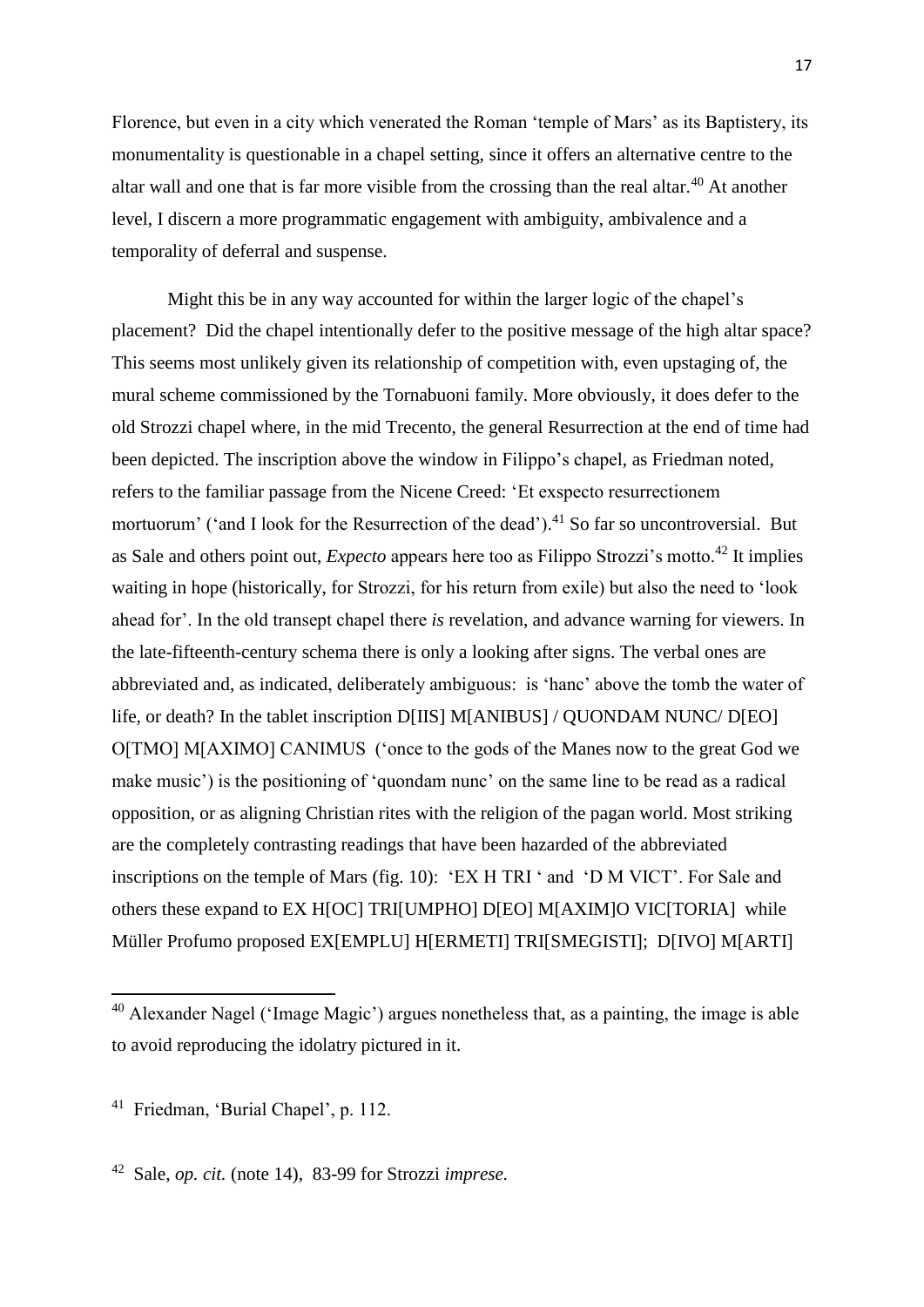Florence, but even in a city which venerated the Roman 'temple of Mars' as its Baptistery, its monumentality is questionable in a chapel setting, since it offers an alternative centre to the altar wall and one that is far more visible from the crossing than the real altar.[40] At another level, I discern a more programmatic engagement with ambiguity, ambivalence and a temporality of deferral and suspense.

Might this be in any way accounted for within the larger logic of the chapel's placement? Did the chapel intentionally defer to the positive message of the high altar space? This seems most unlikely given its relationship of competition with, even upstaging of, the mural scheme commissioned by the Tornabuoni family. More obviously, it does defer to the old Strozzi chapel where, in the mid Trecento, the general Resurrection at the end of time had been depicted. The inscription above the window in Filippo's chapel, as Friedman noted, refers to the familiar passage from the Nicene Creed: 'Et exspecto resurrectionem mortuorum' ('and I look for the Resurrection of the dead').[41] So far so uncontroversial. But as Sale and others point out, *Expecto* appears here too as Filippo Strozzi's motto.[42] It implies waiting in hope (historically, for Strozzi, for his return from exile) but also the need to 'look ahead for'. In the old transept chapel there *is* revelation, and advance warning for viewers. In the late-fifteenth-century schema there is only a looking after signs. The verbal ones are abbreviated and, as indicated, deliberately ambiguous: is 'hanc' above the tomb the water of life, or death? In the tablet inscription D[IIS] M[ANIBUS] / QUONDAM NUNC/ D[EO] O[TMO] M[AXIMO] CANIMUS ('once to the gods of the Manes now to the great God we make music') is the positioning of 'quondam nunc' on the same line to be read as a radical opposition, or as aligning Christian rites with the religion of the pagan world. Most striking are the completely contrasting readings that have been hazarded of the abbreviated inscriptions on the temple of Mars (fig. 10): 'EX H TRI ' and 'D M VICT'. For Sale and others these expand to EX H[OC] TRI[UMPHO] D[EO] M[AXIM]O VIC[TORIA] while Müller Profumo proposed EX[EMPLU] H[ERMETI] TRI[SMEGISTI]; D[IVO] M[ARTI]

---

[40] Alexander Nagel ('Image Magic') argues nonetheless that, as a painting, the image is able to avoid reproducing the idolatry pictured in it.

[41] Friedman, 'Burial Chapel', p. 112.

[42] Sale, *op. cit.* (note 14), 83-99 for Strozzi *imprese.*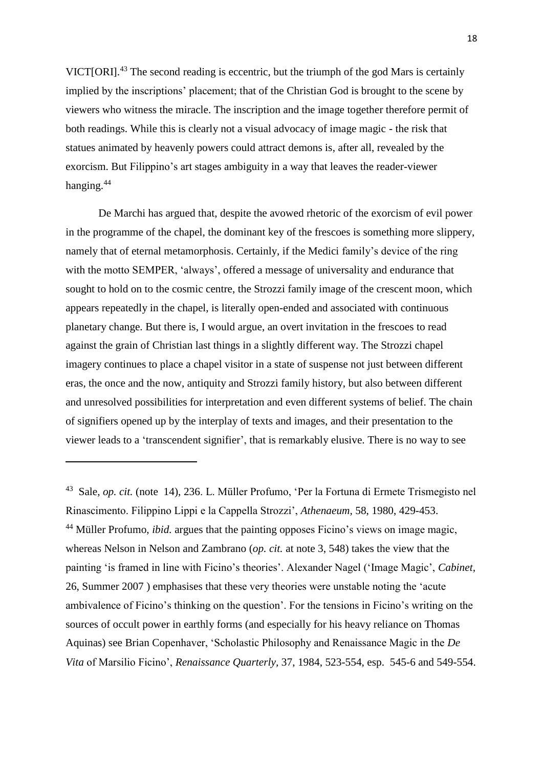VICT[ORI].[43] The second reading is eccentric, but the triumph of the god Mars is certainly implied by the inscriptions' placement; that of the Christian God is brought to the scene by viewers who witness the miracle. The inscription and the image together therefore permit of both readings. While this is clearly not a visual advocacy of image magic - the risk that statues animated by heavenly powers could attract demons is, after all, revealed by the exorcism. But Filippino's art stages ambiguity in a way that leaves the reader-viewer hanging.[44]

De Marchi has argued that, despite the avowed rhetoric of the exorcism of evil power in the programme of the chapel, the dominant key of the frescoes is something more slippery, namely that of eternal metamorphosis. Certainly, if the Medici family's device of the ring with the motto SEMPER, 'always', offered a message of universality and endurance that sought to hold on to the cosmic centre, the Strozzi family image of the crescent moon, which appears repeatedly in the chapel, is literally open-ended and associated with continuous planetary change. But there is, I would argue, an overt invitation in the frescoes to read against the grain of Christian last things in a slightly different way. The Strozzi chapel imagery continues to place a chapel visitor in a state of suspense not just between different eras, the once and the now, antiquity and Strozzi family history, but also between different and unresolved possibilities for interpretation and even different systems of belief. The chain of signifiers opened up by the interplay of texts and images, and their presentation to the viewer leads to a 'transcendent signifier', that is remarkably elusive. There is no way to see

---

[43] Sale, *op. cit.* (note 14), 236. L. Müller Profumo, 'Per la Fortuna di Ermete Trismegisto nel Rinascimento. Filippino Lippi e la Cappella Strozzi', *Athenaeum*, 58, 1980, 429-453.

[44] Müller Profumo, *ibid.* argues that the painting opposes Ficino's views on image magic, whereas Nelson in Nelson and Zambrano (*op. cit.* at note 3, 548) takes the view that the painting 'is framed in line with Ficino's theories'. Alexander Nagel ('Image Magic', *Cabinet*, 26, Summer 2007 ) emphasises that these very theories were unstable noting the 'acute ambivalence of Ficino's thinking on the question'. For the tensions in Ficino's writing on the sources of occult power in earthly forms (and especially for his heavy reliance on Thomas Aquinas) see Brian Copenhaver, 'Scholastic Philosophy and Renaissance Magic in the *De Vita* of Marsilio Ficino', *Renaissance Quarterly*, 37, 1984, 523-554, esp. 545-6 and 549-554.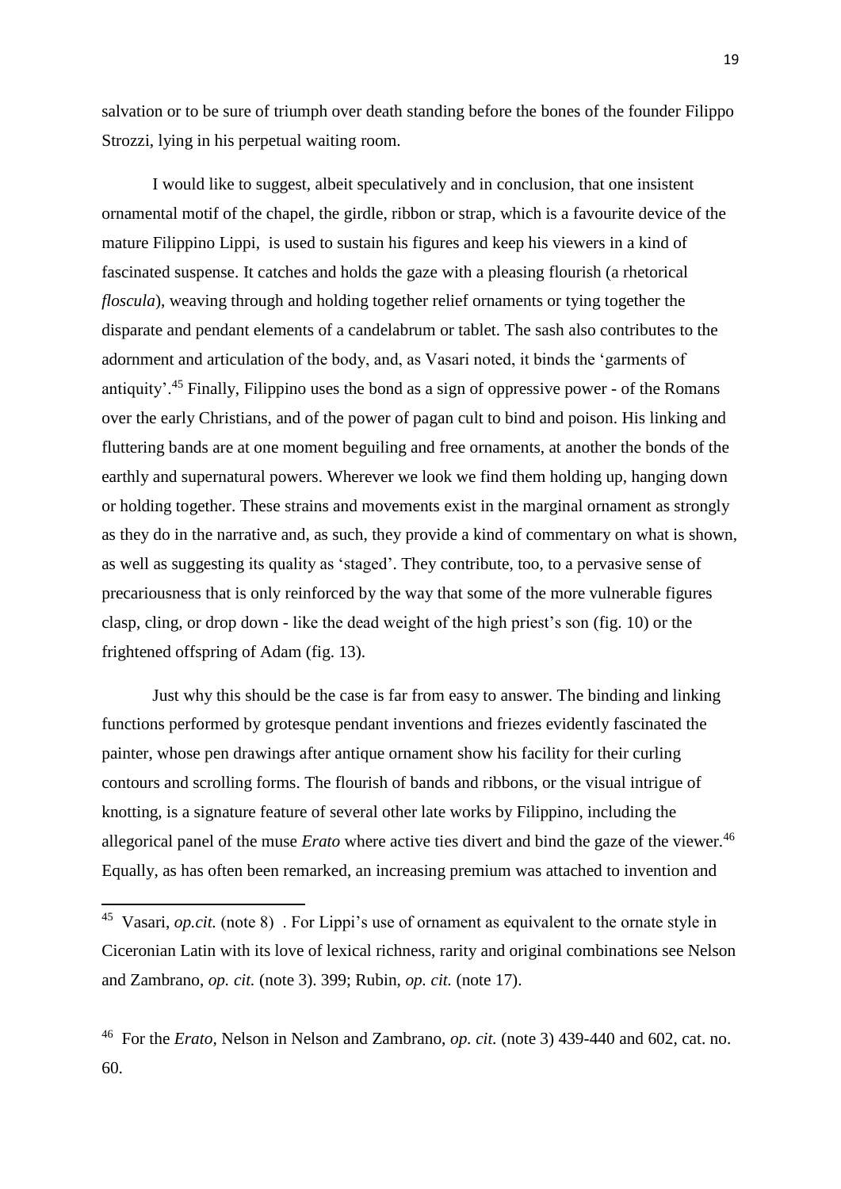salvation or to be sure of triumph over death standing before the bones of the founder Filippo Strozzi, lying in his perpetual waiting room.

I would like to suggest, albeit speculatively and in conclusion, that one insistent ornamental motif of the chapel, the girdle, ribbon or strap, which is a favourite device of the mature Filippino Lippi, is used to sustain his figures and keep his viewers in a kind of fascinated suspense. It catches and holds the gaze with a pleasing flourish (a rhetorical *floscula*), weaving through and holding together relief ornaments or tying together the disparate and pendant elements of a candelabrum or tablet. The sash also contributes to the adornment and articulation of the body, and, as Vasari noted, it binds the 'garments of antiquity'.[45] Finally, Filippino uses the bond as a sign of oppressive power - of the Romans over the early Christians, and of the power of pagan cult to bind and poison. His linking and fluttering bands are at one moment beguiling and free ornaments, at another the bonds of the earthly and supernatural powers. Wherever we look we find them holding up, hanging down or holding together. These strains and movements exist in the marginal ornament as strongly as they do in the narrative and, as such, they provide a kind of commentary on what is shown, as well as suggesting its quality as 'staged'. They contribute, too, to a pervasive sense of precariousness that is only reinforced by the way that some of the more vulnerable figures clasp, cling, or drop down - like the dead weight of the high priest's son (fig. 10) or the frightened offspring of Adam (fig. 13).

Just why this should be the case is far from easy to answer. The binding and linking functions performed by grotesque pendant inventions and friezes evidently fascinated the painter, whose pen drawings after antique ornament show his facility for their curling contours and scrolling forms. The flourish of bands and ribbons, or the visual intrigue of knotting, is a signature feature of several other late works by Filippino, including the allegorical panel of the muse *Erato* where active ties divert and bind the gaze of the viewer.[46] Equally, as has often been remarked, an increasing premium was attached to invention and

---

[45] Vasari, *op.cit.* (note 8) . For Lippi's use of ornament as equivalent to the ornate style in Ciceronian Latin with its love of lexical richness, rarity and original combinations see Nelson and Zambrano, *op. cit.* (note 3). 399; Rubin, *op. cit.* (note 17).

[46] For the *Erato*, Nelson in Nelson and Zambrano, *op. cit.* (note 3) 439-440 and 602, cat. no. 60.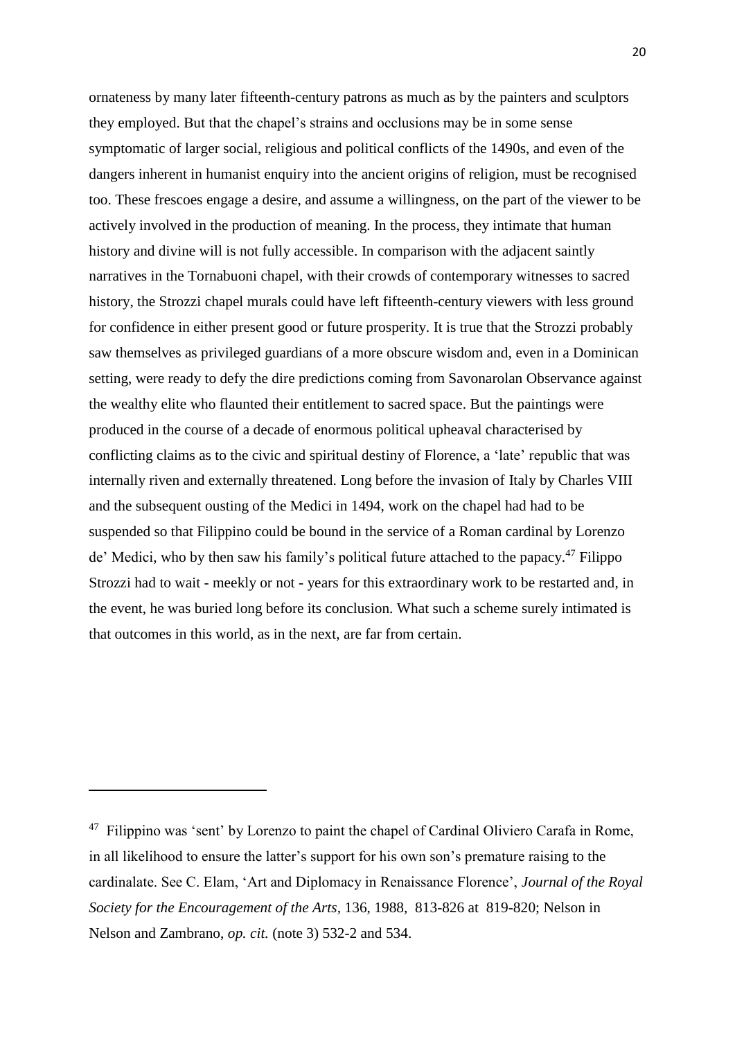ornateness by many later fifteenth-century patrons as much as by the painters and sculptors they employed. But that the chapel's strains and occlusions may be in some sense symptomatic of larger social, religious and political conflicts of the 1490s, and even of the dangers inherent in humanist enquiry into the ancient origins of religion, must be recognised too. These frescoes engage a desire, and assume a willingness, on the part of the viewer to be actively involved in the production of meaning. In the process, they intimate that human history and divine will is not fully accessible. In comparison with the adjacent saintly narratives in the Tornabuoni chapel, with their crowds of contemporary witnesses to sacred history, the Strozzi chapel murals could have left fifteenth-century viewers with less ground for confidence in either present good or future prosperity. It is true that the Strozzi probably saw themselves as privileged guardians of a more obscure wisdom and, even in a Dominican setting, were ready to defy the dire predictions coming from Savonarolan Observance against the wealthy elite who flaunted their entitlement to sacred space. But the paintings were produced in the course of a decade of enormous political upheaval characterised by conflicting claims as to the civic and spiritual destiny of Florence, a 'late' republic that was internally riven and externally threatened. Long before the invasion of Italy by Charles VIII and the subsequent ousting of the Medici in 1494, work on the chapel had had to be suspended so that Filippino could be bound in the service of a Roman cardinal by Lorenzo de' Medici, who by then saw his family's political future attached to the papacy.[47] Filippo Strozzi had to wait - meekly or not - years for this extraordinary work to be restarted and, in the event, he was buried long before its conclusion. What such a scheme surely intimated is that outcomes in this world, as in the next, are far from certain.

---

[47] Filippino was 'sent' by Lorenzo to paint the chapel of Cardinal Oliviero Carafa in Rome, in all likelihood to ensure the latter's support for his own son's premature raising to the cardinalate. See C. Elam, 'Art and Diplomacy in Renaissance Florence', *Journal of the Royal Society for the Encouragement of the Arts*, 136, 1988, 813-826 at 819-820; Nelson in Nelson and Zambrano, *op. cit.* (note 3) 532-2 and 534.